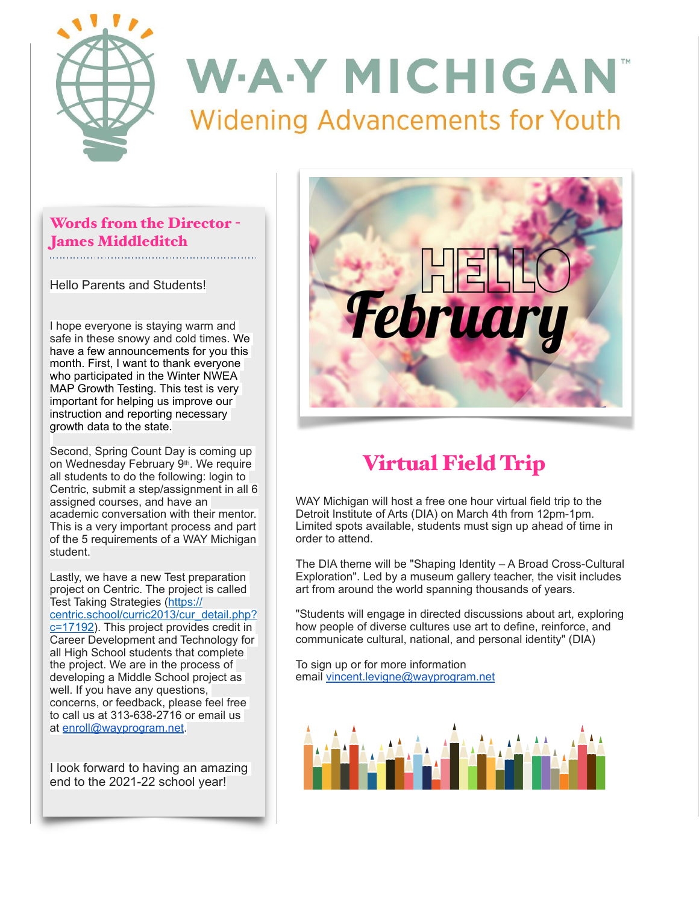# W·A·Y MICHIGAN™

Widening Advancements for Youth

## Words from the Director - James Middleditch

Hello Parents and Students!

I hope everyone is staying warm and safe in these snowy and cold times. We have a few announcements for you this month. First, I want to thank everyone who participated in the Winter NWEA MAP Growth Testing. This test is very important for helping us improve our instruction and reporting necessary growth data to the state.

Second, Spring Count Day is coming up on Wednesday February 9th. We require all students to do the following: login to Centric, submit a step/assignment in all 6 assigned courses, and have an academic conversation with their mentor. This is a very important process and part of the 5 requirements of a WAY Michigan student.

Lastly, we have a new Test preparation project on Centric. The project is called Test Taking Strategies (https://centric.school/curric2013/cur_detail.php?c=17192). This project provides credit in Career Development and Technology for all High School students that complete the project. We are in the process of developing a Middle School project as well. If you have any questions, concerns, or feedback, please feel free to call us at 313-638-2716 or email us at enroll@wayprogram.net.

I look forward to having an amazing end to the 2021-22 school year!

HELLO February

## Virtual Field Trip

WAY Michigan will host a free one hour virtual field trip to the Detroit Institute of Arts (DIA) on March 4th from 12pm-1pm. Limited spots available, students must sign up ahead of time in order to attend.

The DIA theme will be "Shaping Identity – A Broad Cross-Cultural Exploration". Led by a museum gallery teacher, the visit includes art from around the world spanning thousands of years.

"Students will engage in directed discussions about art, exploring how people of diverse cultures use art to define, reinforce, and communicate cultural, national, and personal identity" (DIA)

To sign up or for more information email vincent.levigne@wayprogram.net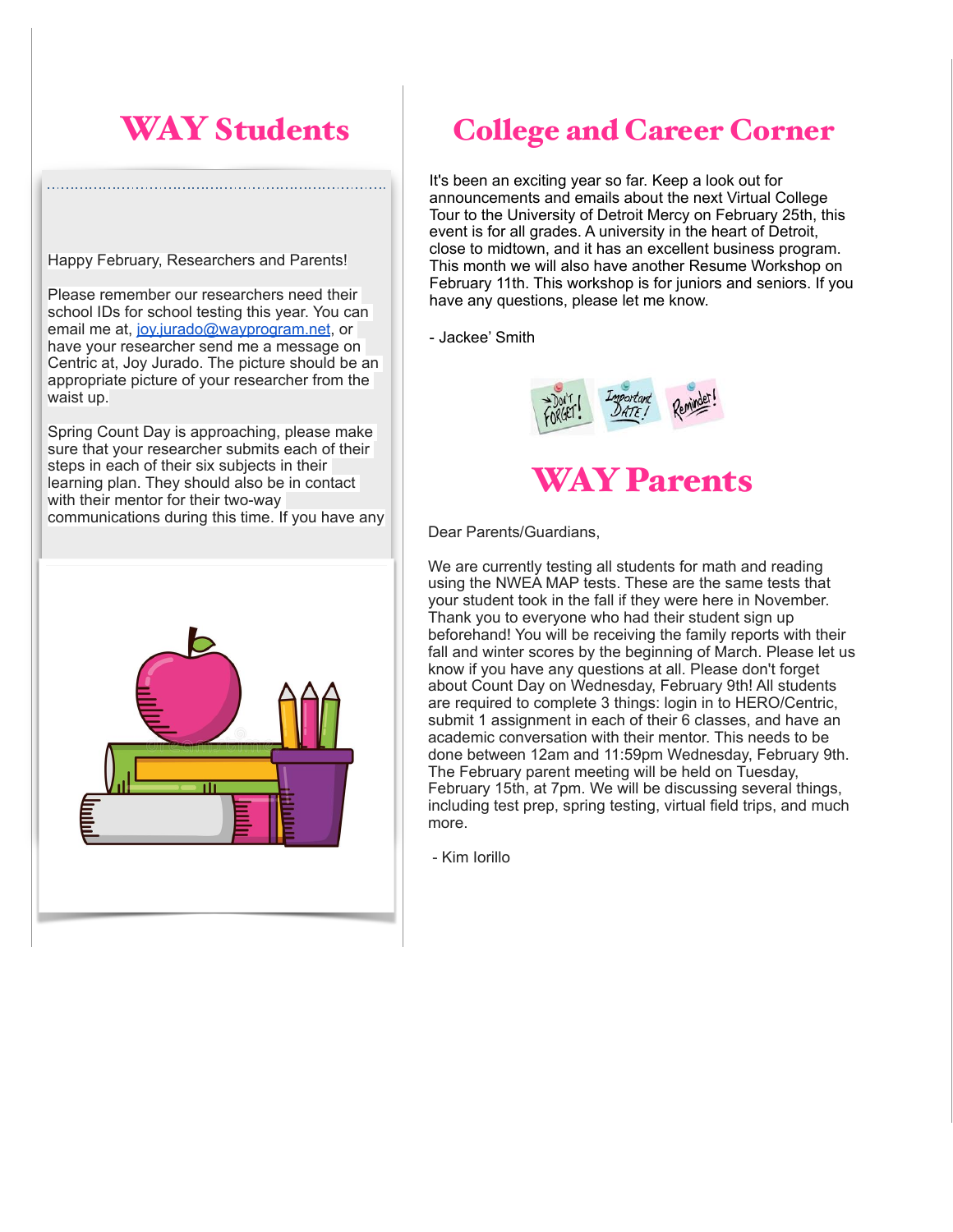# WAY Students

Happy February, Researchers and Parents!

Please remember our researchers need their school IDs for school testing this year. You can email me at, [joy.jurado@wayprogram.net](mailto:joy.jurado@wayprogram.net), or have your researcher send me a message on Centric at, Joy Jurado. The picture should be an appropriate picture of your researcher from the waist up.

Spring Count Day is approaching, please make sure that your researcher submits each of their steps in each of their six subjects in their learning plan. They should also be in contact with their mentor for their two-way communications during this time. If you have any

# College and Career Corner

It's been an exciting year so far. Keep a look out for announcements and emails about the next Virtual College Tour to the University of Detroit Mercy on February 25th, this event is for all grades. A university in the heart of Detroit, close to midtown, and it has an excellent business program. This month we will also have another Resume Workshop on February 11th. This workshop is for juniors and seniors. If you have any questions, please let me know.

- Jackee' Smith

# WAY Parents

Dear Parents/Guardians,

We are currently testing all students for math and reading using the NWEA MAP tests. These are the same tests that your student took in the fall if they were here in November. Thank you to everyone who had their student sign up beforehand! You will be receiving the family reports with their fall and winter scores by the beginning of March. Please let us know if you have any questions at all. Please don't forget about Count Day on Wednesday, February 9th! All students are required to complete 3 things: login in to HERO/Centric, submit 1 assignment in each of their 6 classes, and have an academic conversation with their mentor. This needs to be done between 12am and 11:59pm Wednesday, February 9th. The February parent meeting will be held on Tuesday, February 15th, at 7pm. We will be discussing several things, including test prep, spring testing, virtual field trips, and much more.

- Kim Iorillo